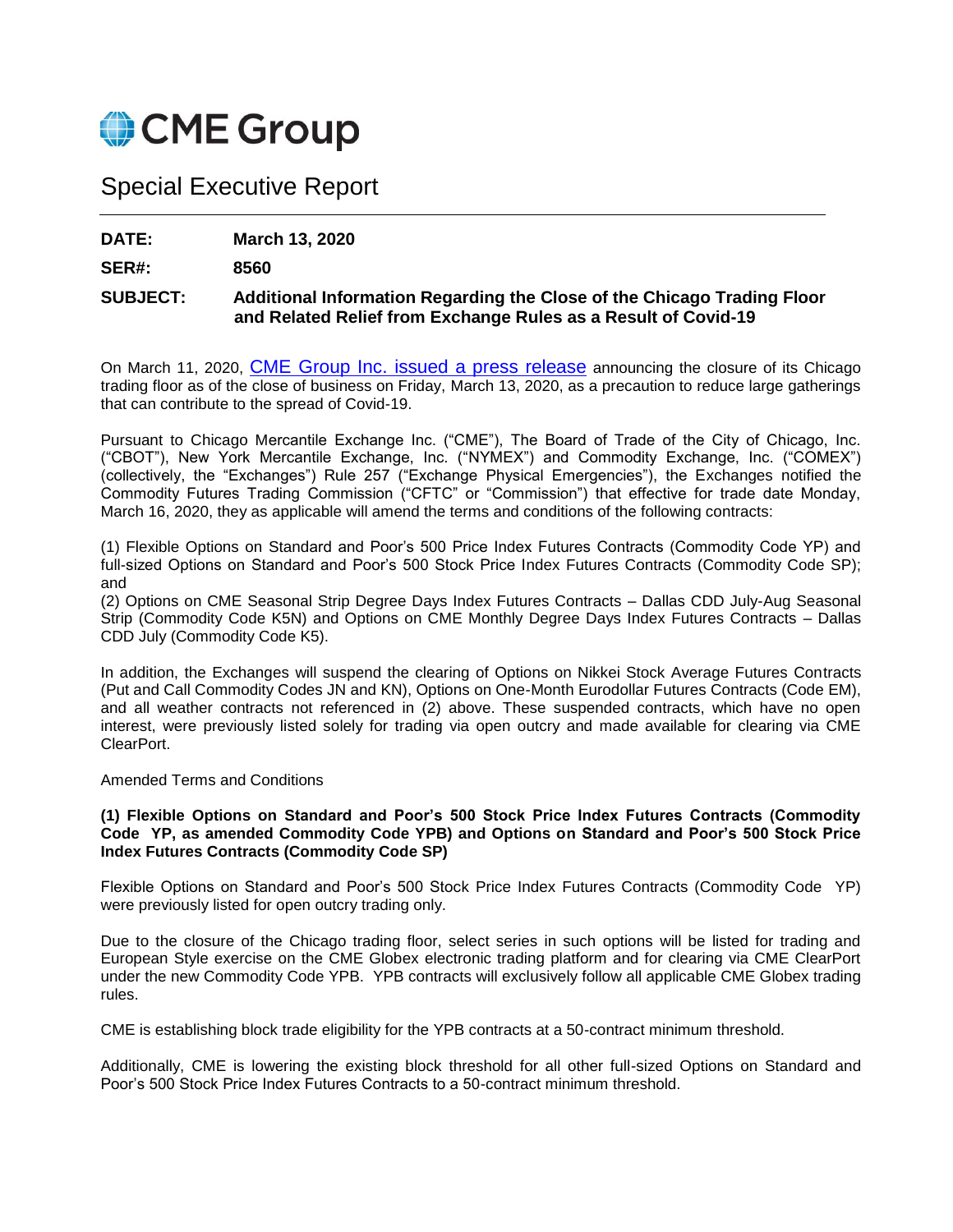CME Group

# Special Executive Report

**DATE:** **March 13, 2020**

**SER#:** **8560**

**SUBJECT:** **Additional Information Regarding the Close of the Chicago Trading Floor and Related Relief from Exchange Rules as a Result of Covid-19**

On March 11, 2020, CME Group Inc. issued a press release announcing the closure of its Chicago trading floor as of the close of business on Friday, March 13, 2020, as a precaution to reduce large gatherings that can contribute to the spread of Covid-19.

Pursuant to Chicago Mercantile Exchange Inc. ("CME"), The Board of Trade of the City of Chicago, Inc. ("CBOT"), New York Mercantile Exchange, Inc. ("NYMEX") and Commodity Exchange, Inc. ("COMEX") (collectively, the "Exchanges") Rule 257 ("Exchange Physical Emergencies"), the Exchanges notified the Commodity Futures Trading Commission ("CFTC" or "Commission") that effective for trade date Monday, March 16, 2020, they as applicable will amend the terms and conditions of the following contracts:

(1) Flexible Options on Standard and Poor's 500 Price Index Futures Contracts (Commodity Code YP) and full-sized Options on Standard and Poor's 500 Stock Price Index Futures Contracts (Commodity Code SP); and
(2) Options on CME Seasonal Strip Degree Days Index Futures Contracts – Dallas CDD July-Aug Seasonal Strip (Commodity Code K5N) and Options on CME Monthly Degree Days Index Futures Contracts – Dallas CDD July (Commodity Code K5).

In addition, the Exchanges will suspend the clearing of Options on Nikkei Stock Average Futures Contracts (Put and Call Commodity Codes JN and KN), Options on One-Month Eurodollar Futures Contracts (Code EM), and all weather contracts not referenced in (2) above. These suspended contracts, which have no open interest, were previously listed solely for trading via open outcry and made available for clearing via CME ClearPort.

Amended Terms and Conditions

**(1) Flexible Options on Standard and Poor's 500 Stock Price Index Futures Contracts (Commodity Code YP, as amended Commodity Code YPB) and Options on Standard and Poor's 500 Stock Price Index Futures Contracts (Commodity Code SP)**

Flexible Options on Standard and Poor's 500 Stock Price Index Futures Contracts (Commodity Code YP) were previously listed for open outcry trading only.

Due to the closure of the Chicago trading floor, select series in such options will be listed for trading and European Style exercise on the CME Globex electronic trading platform and for clearing via CME ClearPort under the new Commodity Code YPB. YPB contracts will exclusively follow all applicable CME Globex trading rules.

CME is establishing block trade eligibility for the YPB contracts at a 50-contract minimum threshold.

Additionally, CME is lowering the existing block threshold for all other full-sized Options on Standard and Poor's 500 Stock Price Index Futures Contracts to a 50-contract minimum threshold.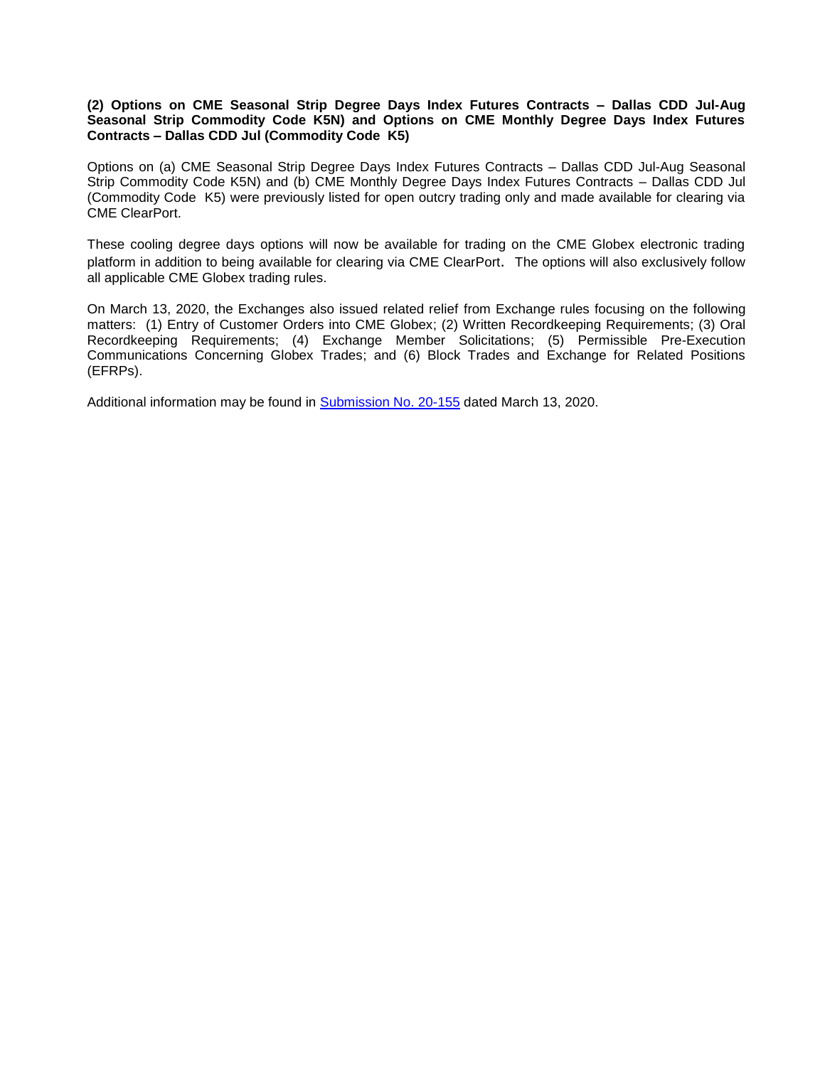**(2) Options on CME Seasonal Strip Degree Days Index Futures Contracts – Dallas CDD Jul-Aug Seasonal Strip Commodity Code K5N) and Options on CME Monthly Degree Days Index Futures Contracts – Dallas CDD Jul (Commodity Code K5)**

Options on (a) CME Seasonal Strip Degree Days Index Futures Contracts – Dallas CDD Jul-Aug Seasonal Strip Commodity Code K5N) and (b) CME Monthly Degree Days Index Futures Contracts – Dallas CDD Jul (Commodity Code K5) were previously listed for open outcry trading only and made available for clearing via CME ClearPort.

These cooling degree days options will now be available for trading on the CME Globex electronic trading platform in addition to being available for clearing via CME ClearPort. The options will also exclusively follow all applicable CME Globex trading rules.

On March 13, 2020, the Exchanges also issued related relief from Exchange rules focusing on the following matters: (1) Entry of Customer Orders into CME Globex; (2) Written Recordkeeping Requirements; (3) Oral Recordkeeping Requirements; (4) Exchange Member Solicitations; (5) Permissible Pre-Execution Communications Concerning Globex Trades; and (6) Block Trades and Exchange for Related Positions (EFRPs).

Additional information may be found in Submission No. 20-155 dated March 13, 2020.